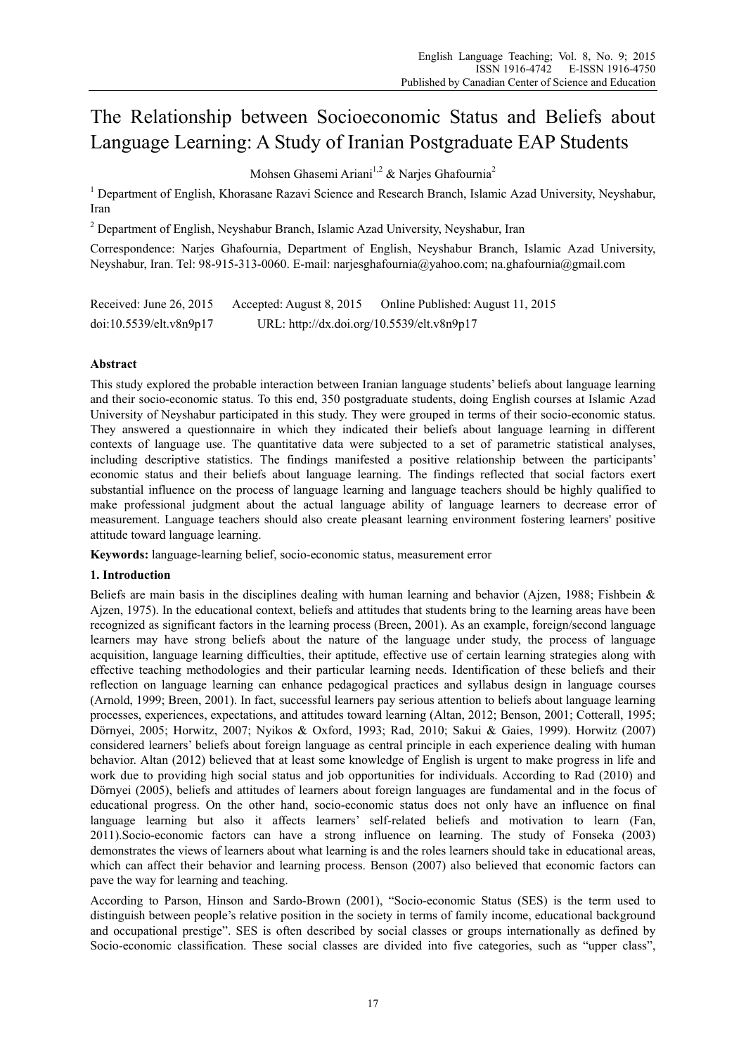# The Relationship between Socioeconomic Status and Beliefs about Language Learning: A Study of Iranian Postgraduate EAP Students

Mohsen Ghasemi Ariani[1,2] & Narjes Ghafournia[2]

[1] Department of English, Khorasane Razavi Science and Research Branch, Islamic Azad University, Neyshabur, Iran

[2] Department of English, Neyshabur Branch, Islamic Azad University, Neyshabur, Iran

Correspondence: Narjes Ghafournia, Department of English, Neyshabur Branch, Islamic Azad University, Neyshabur, Iran. Tel: 98-915-313-0060. E-mail: narjesghafournia@yahoo.com; na.ghafournia@gmail.com

Received: June 26, 2015 Accepted: August 8, 2015 Online Published: August 11, 2015

doi:10.5539/elt.v8n9p17 URL: http://dx.doi.org/10.5539/elt.v8n9p17

## Abstract

This study explored the probable interaction between Iranian language students' beliefs about language learning and their socio-economic status. To this end, 350 postgraduate students, doing English courses at Islamic Azad University of Neyshabur participated in this study. They were grouped in terms of their socio-economic status. They answered a questionnaire in which they indicated their beliefs about language learning in different contexts of language use. The quantitative data were subjected to a set of parametric statistical analyses, including descriptive statistics. The findings manifested a positive relationship between the participants' economic status and their beliefs about language learning. The findings reflected that social factors exert substantial influence on the process of language learning and language teachers should be highly qualified to make professional judgment about the actual language ability of language learners to decrease error of measurement. Language teachers should also create pleasant learning environment fostering learners' positive attitude toward language learning.

**Keywords:** language-learning belief, socio-economic status, measurement error

## 1. Introduction

Beliefs are main basis in the disciplines dealing with human learning and behavior (Ajzen, 1988; Fishbein & Ajzen, 1975). In the educational context, beliefs and attitudes that students bring to the learning areas have been recognized as significant factors in the learning process (Breen, 2001). As an example, foreign/second language learners may have strong beliefs about the nature of the language under study, the process of language acquisition, language learning difficulties, their aptitude, effective use of certain learning strategies along with effective teaching methodologies and their particular learning needs. Identification of these beliefs and their reflection on language learning can enhance pedagogical practices and syllabus design in language courses (Arnold, 1999; Breen, 2001). In fact, successful learners pay serious attention to beliefs about language learning processes, experiences, expectations, and attitudes toward learning (Altan, 2012; Benson, 2001; Cotterall, 1995; Dörnyei, 2005; Horwitz, 2007; Nyikos & Oxford, 1993; Rad, 2010; Sakui & Gaies, 1999). Horwitz (2007) considered learners' beliefs about foreign language as central principle in each experience dealing with human behavior. Altan (2012) believed that at least some knowledge of English is urgent to make progress in life and work due to providing high social status and job opportunities for individuals. According to Rad (2010) and Dörnyei (2005), beliefs and attitudes of learners about foreign languages are fundamental and in the focus of educational progress. On the other hand, socio-economic status does not only have an influence on final language learning but also it affects learners' self-related beliefs and motivation to learn (Fan, 2011).Socio-economic factors can have a strong influence on learning. The study of Fonseka (2003) demonstrates the views of learners about what learning is and the roles learners should take in educational areas, which can affect their behavior and learning process. Benson (2007) also believed that economic factors can pave the way for learning and teaching.

According to Parson, Hinson and Sardo-Brown (2001), "Socio-economic Status (SES) is the term used to distinguish between people's relative position in the society in terms of family income, educational background and occupational prestige". SES is often described by social classes or groups internationally as defined by Socio-economic classification. These social classes are divided into five categories, such as "upper class",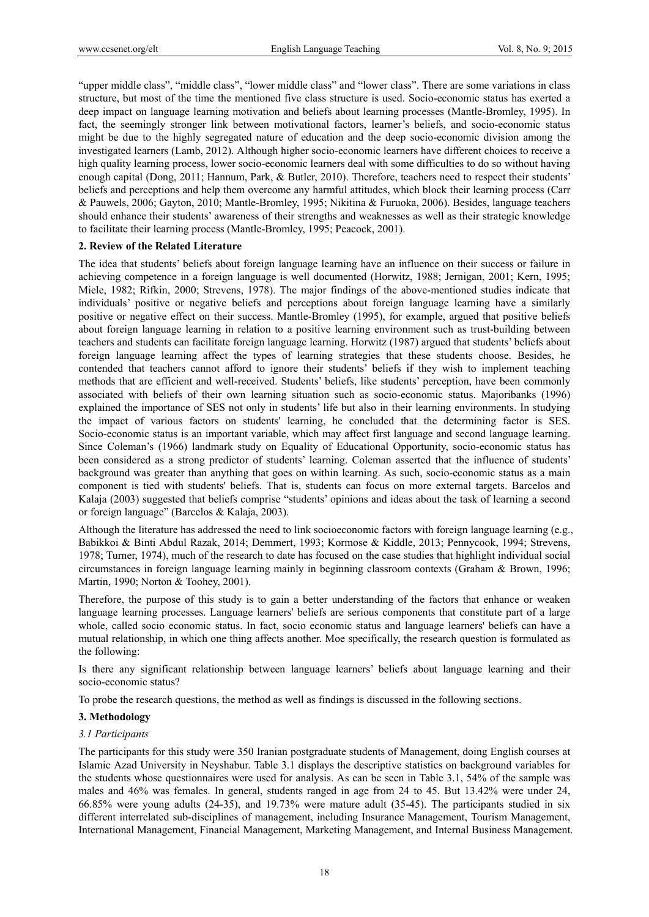"upper middle class", "middle class", "lower middle class" and "lower class". There are some variations in class structure, but most of the time the mentioned five class structure is used. Socio-economic status has exerted a deep impact on language learning motivation and beliefs about learning processes (Mantle-Bromley, 1995). In fact, the seemingly stronger link between motivational factors, learner's beliefs, and socio-economic status might be due to the highly segregated nature of education and the deep socio-economic division among the investigated learners (Lamb, 2012). Although higher socio-economic learners have different choices to receive a high quality learning process, lower socio-economic learners deal with some difficulties to do so without having enough capital (Dong, 2011; Hannum, Park, & Butler, 2010). Therefore, teachers need to respect their students' beliefs and perceptions and help them overcome any harmful attitudes, which block their learning process (Carr & Pauwels, 2006; Gayton, 2010; Mantle-Bromley, 1995; Nikitina & Furuoka, 2006). Besides, language teachers should enhance their students' awareness of their strengths and weaknesses as well as their strategic knowledge to facilitate their learning process (Mantle-Bromley, 1995; Peacock, 2001).

## 2. Review of the Related Literature

The idea that students' beliefs about foreign language learning have an influence on their success or failure in achieving competence in a foreign language is well documented (Horwitz, 1988; Jernigan, 2001; Kern, 1995; Miele, 1982; Rifkin, 2000; Strevens, 1978). The major findings of the above-mentioned studies indicate that individuals' positive or negative beliefs and perceptions about foreign language learning have a similarly positive or negative effect on their success. Mantle-Bromley (1995), for example, argued that positive beliefs about foreign language learning in relation to a positive learning environment such as trust-building between teachers and students can facilitate foreign language learning. Horwitz (1987) argued that students' beliefs about foreign language learning affect the types of learning strategies that these students choose. Besides, he contended that teachers cannot afford to ignore their students' beliefs if they wish to implement teaching methods that are efficient and well-received. Students' beliefs, like students' perception, have been commonly associated with beliefs of their own learning situation such as socio-economic status. Majoribanks (1996) explained the importance of SES not only in students' life but also in their learning environments. In studying the impact of various factors on students' learning, he concluded that the determining factor is SES. Socio-economic status is an important variable, which may affect first language and second language learning. Since Coleman's (1966) landmark study on Equality of Educational Opportunity, socio-economic status has been considered as a strong predictor of students' learning. Coleman asserted that the influence of students' background was greater than anything that goes on within learning. As such, socio-economic status as a main component is tied with students' beliefs. That is, students can focus on more external targets. Barcelos and Kalaja (2003) suggested that beliefs comprise "students' opinions and ideas about the task of learning a second or foreign language" (Barcelos & Kalaja, 2003).

Although the literature has addressed the need to link socioeconomic factors with foreign language learning (e.g., Babikkoi & Binti Abdul Razak, 2014; Demmert, 1993; Kormose & Kiddle, 2013; Pennycook, 1994; Strevens, 1978; Turner, 1974), much of the research to date has focused on the case studies that highlight individual social circumstances in foreign language learning mainly in beginning classroom contexts (Graham & Brown, 1996; Martin, 1990; Norton & Toohey, 2001).

Therefore, the purpose of this study is to gain a better understanding of the factors that enhance or weaken language learning processes. Language learners' beliefs are serious components that constitute part of a large whole, called socio economic status. In fact, socio economic status and language learners' beliefs can have a mutual relationship, in which one thing affects another. Moe specifically, the research question is formulated as the following:

Is there any significant relationship between language learners' beliefs about language learning and their socio-economic status?

To probe the research questions, the method as well as findings is discussed in the following sections.

## 3. Methodology

### *3.1 Participants*

The participants for this study were 350 Iranian postgraduate students of Management, doing English courses at Islamic Azad University in Neyshabur. Table 3.1 displays the descriptive statistics on background variables for the students whose questionnaires were used for analysis. As can be seen in Table 3.1, 54% of the sample was males and 46% was females. In general, students ranged in age from 24 to 45. But 13.42% were under 24, 66.85% were young adults (24-35), and 19.73% were mature adult (35-45). The participants studied in six different interrelated sub-disciplines of management, including Insurance Management, Tourism Management, International Management, Financial Management, Marketing Management, and Internal Business Management.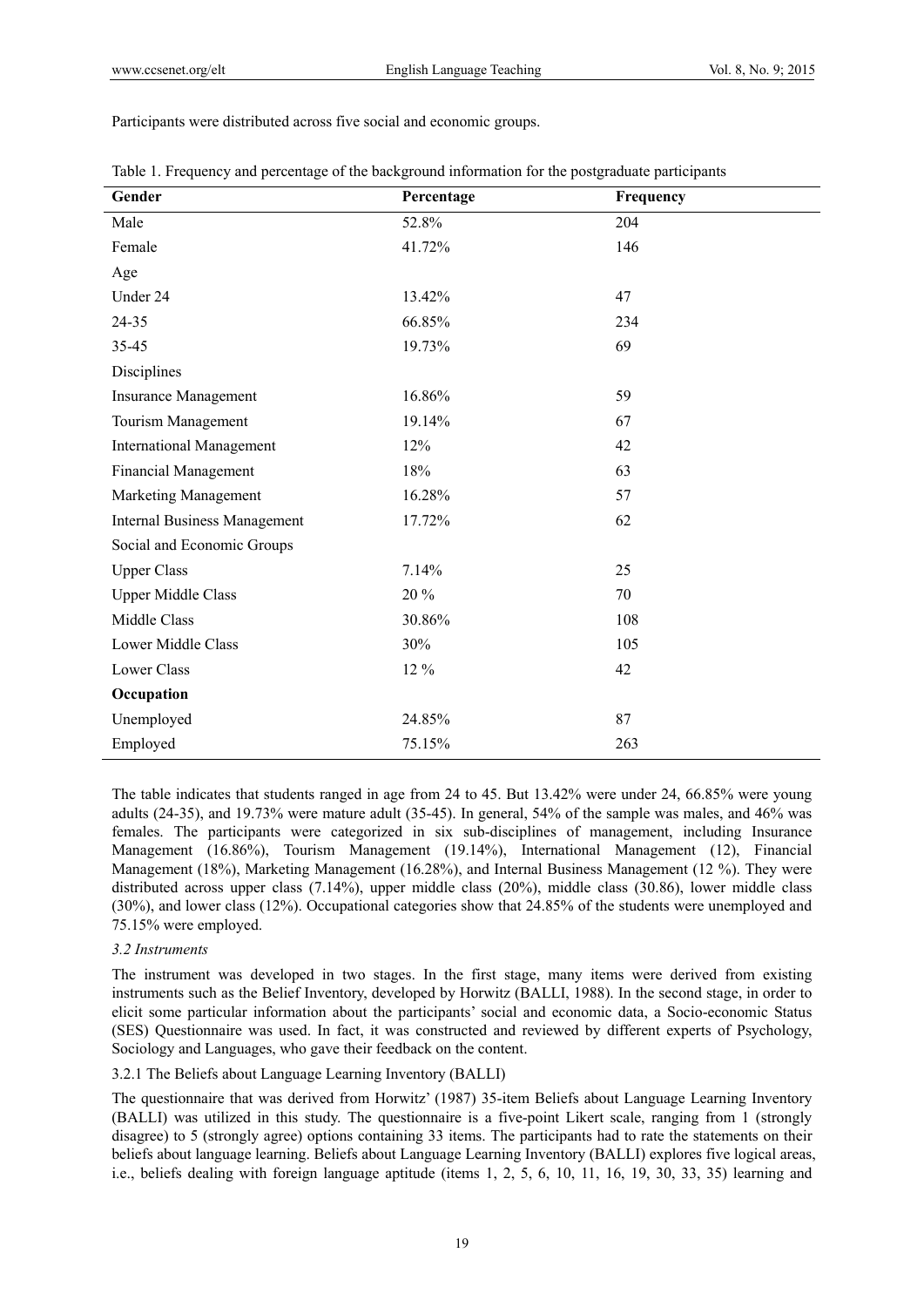Participants were distributed across five social and economic groups.

Table 1. Frequency and percentage of the background information for the postgraduate participants

| Gender | Percentage | Frequency |
|---|---|---|
| Male | 52.8% | 204 |
| Female | 41.72% | 146 |
| Age | | |
| Under 24 | 13.42% | 47 |
| 24-35 | 66.85% | 234 |
| 35-45 | 19.73% | 69 |
| Disciplines | | |
| Insurance Management | 16.86% | 59 |
| Tourism Management | 19.14% | 67 |
| International Management | 12% | 42 |
| Financial Management | 18% | 63 |
| Marketing Management | 16.28% | 57 |
| Internal Business Management | 17.72% | 62 |
| Social and Economic Groups | | |
| Upper Class | 7.14% | 25 |
| Upper Middle Class | 20 % | 70 |
| Middle Class | 30.86% | 108 |
| Lower Middle Class | 30% | 105 |
| Lower Class | 12 % | 42 |
| **Occupation** | | |
| Unemployed | 24.85% | 87 |
| Employed | 75.15% | 263 |

The table indicates that students ranged in age from 24 to 45. But 13.42% were under 24, 66.85% were young adults (24-35), and 19.73% were mature adult (35-45). In general, 54% of the sample was males, and 46% was females. The participants were categorized in six sub-disciplines of management, including Insurance Management (16.86%), Tourism Management (19.14%), International Management (12), Financial Management (18%), Marketing Management (16.28%), and Internal Business Management (12 %). They were distributed across upper class (7.14%), upper middle class (20%), middle class (30.86), lower middle class (30%), and lower class (12%). Occupational categories show that 24.85% of the students were unemployed and 75.15% were employed.

*3.2 Instruments*

The instrument was developed in two stages. In the first stage, many items were derived from existing instruments such as the Belief Inventory, developed by Horwitz (BALLI, 1988). In the second stage, in order to elicit some particular information about the participants' social and economic data, a Socio-economic Status (SES) Questionnaire was used. In fact, it was constructed and reviewed by different experts of Psychology, Sociology and Languages, who gave their feedback on the content.

3.2.1 The Beliefs about Language Learning Inventory (BALLI)

The questionnaire that was derived from Horwitz' (1987) 35-item Beliefs about Language Learning Inventory (BALLI) was utilized in this study. The questionnaire is a five-point Likert scale, ranging from 1 (strongly disagree) to 5 (strongly agree) options containing 33 items. The participants had to rate the statements on their beliefs about language learning. Beliefs about Language Learning Inventory (BALLI) explores five logical areas, i.e., beliefs dealing with foreign language aptitude (items 1, 2, 5, 6, 10, 11, 16, 19, 30, 33, 35) learning and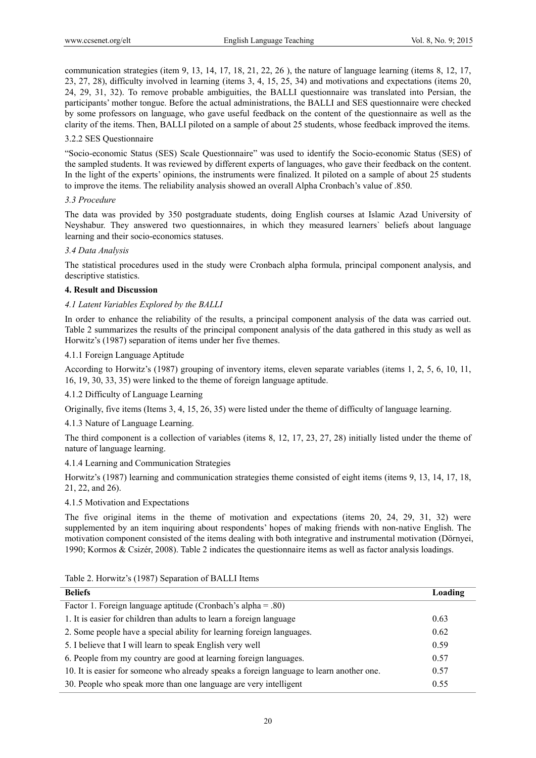communication strategies (item 9, 13, 14, 17, 18, 21, 22, 26 ), the nature of language learning (items 8, 12, 17, 23, 27, 28), difficulty involved in learning (items 3, 4, 15, 25, 34) and motivations and expectations (items 20, 24, 29, 31, 32). To remove probable ambiguities, the BALLI questionnaire was translated into Persian, the participants' mother tongue. Before the actual administrations, the BALLI and SES questionnaire were checked by some professors on language, who gave useful feedback on the content of the questionnaire as well as the clarity of the items. Then, BALLI piloted on a sample of about 25 students, whose feedback improved the items.

#### 3.2.2 SES Questionnaire

"Socio-economic Status (SES) Scale Questionnaire" was used to identify the Socio-economic Status (SES) of the sampled students. It was reviewed by different experts of languages, who gave their feedback on the content. In the light of the experts' opinions, the instruments were finalized. It piloted on a sample of about 25 students to improve the items. The reliability analysis showed an overall Alpha Cronbach's value of .850.

### *3.3 Procedure*

The data was provided by 350 postgraduate students, doing English courses at Islamic Azad University of Neyshabur. They answered two questionnaires, in which they measured learners` beliefs about language learning and their socio-economics statuses.

### *3.4 Data Analysis*

The statistical procedures used in the study were Cronbach alpha formula, principal component analysis, and descriptive statistics.

## 4. Result and Discussion

### *4.1 Latent Variables Explored by the BALLI*

In order to enhance the reliability of the results, a principal component analysis of the data was carried out. Table 2 summarizes the results of the principal component analysis of the data gathered in this study as well as Horwitz's (1987) separation of items under her five themes.

#### 4.1.1 Foreign Language Aptitude

According to Horwitz's (1987) grouping of inventory items, eleven separate variables (items 1, 2, 5, 6, 10, 11, 16, 19, 30, 33, 35) were linked to the theme of foreign language aptitude.

#### 4.1.2 Difficulty of Language Learning

Originally, five items (Items 3, 4, 15, 26, 35) were listed under the theme of difficulty of language learning.

#### 4.1.3 Nature of Language Learning.

The third component is a collection of variables (items 8, 12, 17, 23, 27, 28) initially listed under the theme of nature of language learning.

#### 4.1.4 Learning and Communication Strategies

Horwitz's (1987) learning and communication strategies theme consisted of eight items (items 9, 13, 14, 17, 18, 21, 22, and 26).

#### 4.1.5 Motivation and Expectations

The five original items in the theme of motivation and expectations (items 20, 24, 29, 31, 32) were supplemented by an item inquiring about respondents' hopes of making friends with non-native English. The motivation component consisted of the items dealing with both integrative and instrumental motivation (Dörnyei, 1990; Kormos & Csizér, 2008). Table 2 indicates the questionnaire items as well as factor analysis loadings.

Table 2. Horwitz's (1987) Separation of BALLI Items

| Beliefs | Loading |
|---|---|
| Factor 1. Foreign language aptitude (Cronbach's alpha = .80) | |
| 1. It is easier for children than adults to learn a foreign language | 0.63 |
| 2. Some people have a special ability for learning foreign languages. | 0.62 |
| 5. I believe that I will learn to speak English very well | 0.59 |
| 6. People from my country are good at learning foreign languages. | 0.57 |
| 10. It is easier for someone who already speaks a foreign language to learn another one. | 0.57 |
| 30. People who speak more than one language are very intelligent | 0.55 |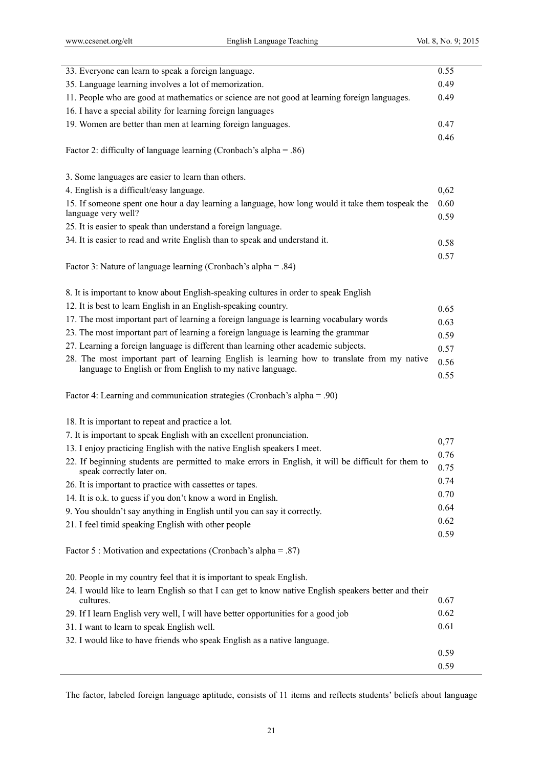| Item | Loading |
|---|---|
| 33. Everyone can learn to speak a foreign language. | 0.55 |
| 35. Language learning involves a lot of memorization. | 0.49 |
| 11. People who are good at mathematics or science are not good at learning foreign languages. | 0.49 |
| 16. I have a special ability for learning foreign languages | 0.47 |
| 19. Women are better than men at learning foreign languages. | 0.46 |
| **Factor 2: difficulty of language learning (Cronbach's alpha = .86)** | |
| 3. Some languages are easier to learn than others. | 0,62 |
| 4. English is a difficult/easy language. | 0.60 |
| 15. If someone spent one hour a day learning a language, how long would it take them tospeak the language very well? | 0.59 |
| 25. It is easier to speak than understand a foreign language. | 0.58 |
| 34. It is easier to read and write English than to speak and understand it. | 0.57 |
| **Factor 3: Nature of language learning (Cronbach's alpha = .84)** | |
| 8. It is important to know about English-speaking cultures in order to speak English | 0.65 |
| 12. It is best to learn English in an English-speaking country. | 0.63 |
| 17. The most important part of learning a foreign language is learning vocabulary words | 0.59 |
| 23. The most important part of learning a foreign language is learning the grammar | 0.57 |
| 27. Learning a foreign language is different than learning other academic subjects. | 0.56 |
| 28. The most important part of learning English is learning how to translate from my native language to English or from English to my native language. | 0.55 |
| **Factor 4: Learning and communication strategies (Cronbach's alpha = .90)** | |
| 18. It is important to repeat and practice a lot. | 0,77 |
| 7. It is important to speak English with an excellent pronunciation. | 0.76 |
| 13. I enjoy practicing English with the native English speakers I meet. | 0.75 |
| 22. If beginning students are permitted to make errors in English, it will be difficult for them to speak correctly later on. | 0.74 |
| 26. It is important to practice with cassettes or tapes. | 0.70 |
| 14. It is o.k. to guess if you don't know a word in English. | 0.64 |
| 9. You shouldn't say anything in English until you can say it correctly. | 0.62 |
| 21. I feel timid speaking English with other people | 0.59 |
| **Factor 5 : Motivation and expectations (Cronbach's alpha = .87)** | |
| 20. People in my country feel that it is important to speak English. | 0.67 |
| 24. I would like to learn English so that I can get to know native English speakers better and their cultures. | 0.62 |
| 29. If I learn English very well, I will have better opportunities for a good job | 0.61 |
| 31. I want to learn to speak English well. | 0.59 |
| 32. I would like to have friends who speak English as a native language. | 0.59 |

The factor, labeled foreign language aptitude, consists of 11 items and reflects students' beliefs about language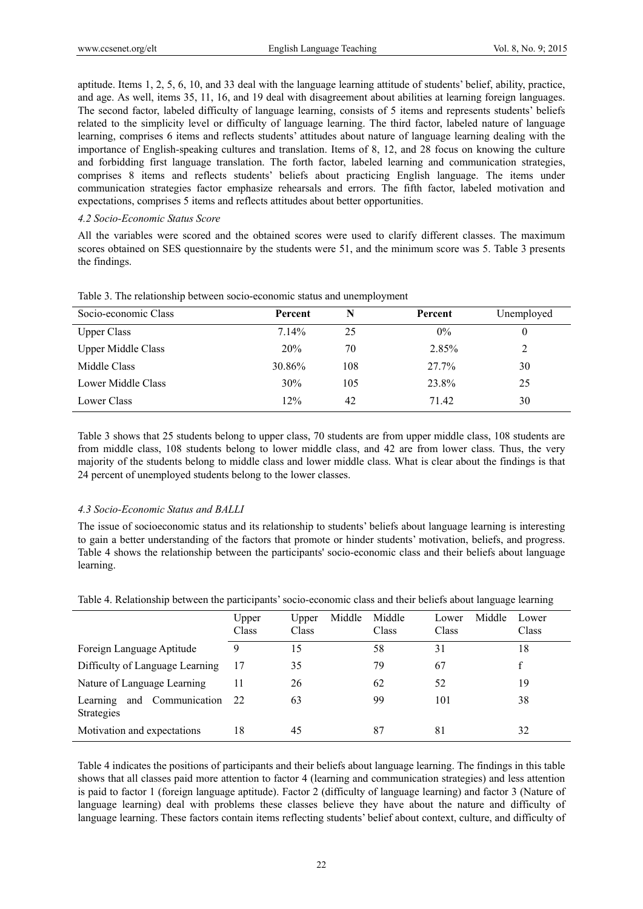aptitude. Items 1, 2, 5, 6, 10, and 33 deal with the language learning attitude of students' belief, ability, practice, and age. As well, items 35, 11, 16, and 19 deal with disagreement about abilities at learning foreign languages. The second factor, labeled difficulty of language learning, consists of 5 items and represents students' beliefs related to the simplicity level or difficulty of language learning. The third factor, labeled nature of language learning, comprises 6 items and reflects students' attitudes about nature of language learning dealing with the importance of English-speaking cultures and translation. Items of 8, 12, and 28 focus on knowing the culture and forbidding first language translation. The forth factor, labeled learning and communication strategies, comprises 8 items and reflects students' beliefs about practicing English language. The items under communication strategies factor emphasize rehearsals and errors. The fifth factor, labeled motivation and expectations, comprises 5 items and reflects attitudes about better opportunities.

#### *4.2 Socio-Economic Status Score*

All the variables were scored and the obtained scores were used to clarify different classes. The maximum scores obtained on SES questionnaire by the students were 51, and the minimum score was 5. Table 3 presents the findings.

Table 3. The relationship between socio-economic status and unemployment

| Socio-economic Class | **Percent** | **N** | **Percent** | Unemployed |
|---|---|---|---|---|
| Upper Class | 7.14% | 25 | 0% | 0 |
| Upper Middle Class | 20% | 70 | 2.85% | 2 |
| Middle Class | 30.86% | 108 | 27.7% | 30 |
| Lower Middle Class | 30% | 105 | 23.8% | 25 |
| Lower Class | 12% | 42 | 71.42 | 30 |

Table 3 shows that 25 students belong to upper class, 70 students are from upper middle class, 108 students are from middle class, 108 students belong to lower middle class, and 42 are from lower class. Thus, the very majority of the students belong to middle class and lower middle class. What is clear about the findings is that 24 percent of unemployed students belong to the lower classes.

#### *4.3 Socio-Economic Status and BALLI*

The issue of socioeconomic status and its relationship to students' beliefs about language learning is interesting to gain a better understanding of the factors that promote or hinder students' motivation, beliefs, and progress. Table 4 shows the relationship between the participants' socio-economic class and their beliefs about language learning.

Table 4. Relationship between the participants' socio-economic class and their beliefs about language learning

| | Upper Class | Upper Middle Class | Middle Class | Lower Middle Class | Lower Class |
|---|---|---|---|---|---|
| Foreign Language Aptitude | 9 | 15 | 58 | 31 | 18 |
| Difficulty of Language Learning | 17 | 35 | 79 | 67 | f |
| Nature of Language Learning | 11 | 26 | 62 | 52 | 19 |
| Learning and Communication Strategies | 22 | 63 | 99 | 101 | 38 |
| Motivation and expectations | 18 | 45 | 87 | 81 | 32 |

Table 4 indicates the positions of participants and their beliefs about language learning. The findings in this table shows that all classes paid more attention to factor 4 (learning and communication strategies) and less attention is paid to factor 1 (foreign language aptitude). Factor 2 (difficulty of language learning) and factor 3 (Nature of language learning) deal with problems these classes believe they have about the nature and difficulty of language learning. These factors contain items reflecting students' belief about context, culture, and difficulty of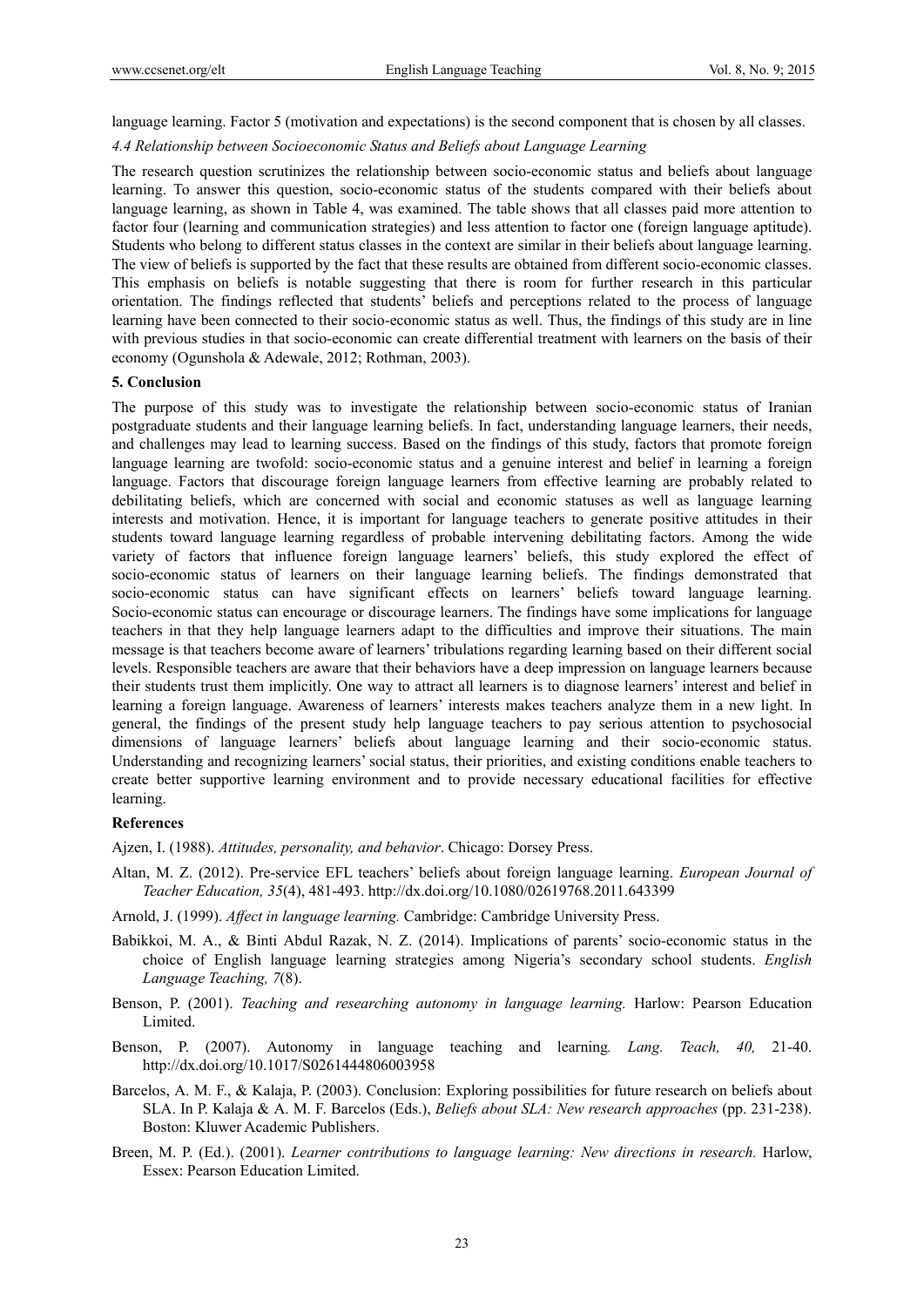language learning. Factor 5 (motivation and expectations) is the second component that is chosen by all classes.

*4.4 Relationship between Socioeconomic Status and Beliefs about Language Learning*

The research question scrutinizes the relationship between socio-economic status and beliefs about language learning. To answer this question, socio-economic status of the students compared with their beliefs about language learning, as shown in Table 4, was examined. The table shows that all classes paid more attention to factor four (learning and communication strategies) and less attention to factor one (foreign language aptitude). Students who belong to different status classes in the context are similar in their beliefs about language learning. The view of beliefs is supported by the fact that these results are obtained from different socio-economic classes. This emphasis on beliefs is notable suggesting that there is room for further research in this particular orientation. The findings reflected that students' beliefs and perceptions related to the process of language learning have been connected to their socio-economic status as well. Thus, the findings of this study are in line with previous studies in that socio-economic can create differential treatment with learners on the basis of their economy (Ogunshola & Adewale, 2012; Rothman, 2003).

## 5. Conclusion

The purpose of this study was to investigate the relationship between socio-economic status of Iranian postgraduate students and their language learning beliefs. In fact, understanding language learners, their needs, and challenges may lead to learning success. Based on the findings of this study, factors that promote foreign language learning are twofold: socio-economic status and a genuine interest and belief in learning a foreign language. Factors that discourage foreign language learners from effective learning are probably related to debilitating beliefs, which are concerned with social and economic statuses as well as language learning interests and motivation. Hence, it is important for language teachers to generate positive attitudes in their students toward language learning regardless of probable intervening debilitating factors. Among the wide variety of factors that influence foreign language learners' beliefs, this study explored the effect of socio-economic status of learners on their language learning beliefs. The findings demonstrated that socio-economic status can have significant effects on learners' beliefs toward language learning. Socio-economic status can encourage or discourage learners. The findings have some implications for language teachers in that they help language learners adapt to the difficulties and improve their situations. The main message is that teachers become aware of learners' tribulations regarding learning based on their different social levels. Responsible teachers are aware that their behaviors have a deep impression on language learners because their students trust them implicitly. One way to attract all learners is to diagnose learners' interest and belief in learning a foreign language. Awareness of learners' interests makes teachers analyze them in a new light. In general, the findings of the present study help language teachers to pay serious attention to psychosocial dimensions of language learners' beliefs about language learning and their socio-economic status. Understanding and recognizing learners' social status, their priorities, and existing conditions enable teachers to create better supportive learning environment and to provide necessary educational facilities for effective learning.

## References

Ajzen, I. (1988). *Attitudes, personality, and behavior*. Chicago: Dorsey Press.

Altan, M. Z. (2012). Pre-service EFL teachers' beliefs about foreign language learning. *European Journal of Teacher Education, 35*(4), 481-493. http://dx.doi.org/10.1080/02619768.2011.643399

Arnold, J. (1999). *Affect in language learning.* Cambridge: Cambridge University Press.

Babikkoi, M. A., & Binti Abdul Razak, N. Z. (2014). Implications of parents' socio-economic status in the choice of English language learning strategies among Nigeria's secondary school students. *English Language Teaching, 7*(8).

Benson, P. (2001). *Teaching and researching autonomy in language learning.* Harlow: Pearson Education Limited.

Benson, P. (2007). Autonomy in language teaching and learning*. Lang. Teach, 40,* 21-40. http://dx.doi.org/10.1017/S0261444806003958

Barcelos, A. M. F., & Kalaja, P. (2003). Conclusion: Exploring possibilities for future research on beliefs about SLA. In P. Kalaja & A. M. F. Barcelos (Eds.), *Beliefs about SLA: New research approaches* (pp. 231-238). Boston: Kluwer Academic Publishers.

Breen, M. P. (Ed.). (2001). *Learner contributions to language learning: New directions in research.* Harlow, Essex: Pearson Education Limited.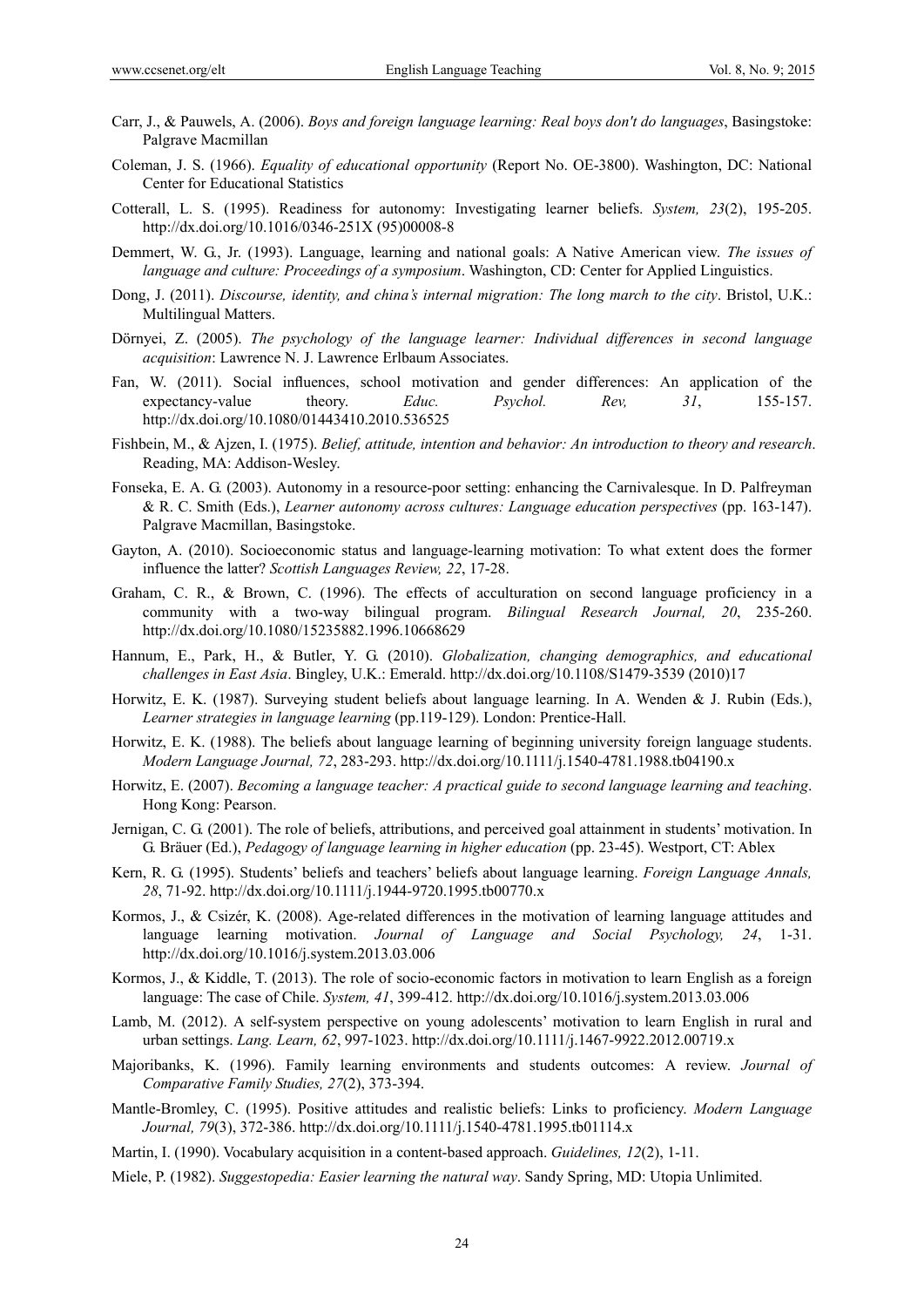Carr, J., & Pauwels, A. (2006). *Boys and foreign language learning: Real boys don't do languages*, Basingstoke: Palgrave Macmillan

Coleman, J. S. (1966). *Equality of educational opportunity* (Report No. OE-3800). Washington, DC: National Center for Educational Statistics

Cotterall, L. S. (1995). Readiness for autonomy: Investigating learner beliefs. *System, 23*(2), 195-205. http://dx.doi.org/10.1016/0346-251X (95)00008-8

Demmert, W. G., Jr. (1993). Language, learning and national goals: A Native American view. *The issues of language and culture: Proceedings of a symposium*. Washington, CD: Center for Applied Linguistics.

Dong, J. (2011). *Discourse, identity, and china's internal migration: The long march to the city*. Bristol, U.K.: Multilingual Matters.

Dörnyei, Z. (2005). *The psychology of the language learner: Individual differences in second language acquisition*: Lawrence N. J. Lawrence Erlbaum Associates.

Fan, W. (2011). Social influences, school motivation and gender differences: An application of the expectancy-value theory. *Educ. Psychol. Rev, 31*, 155-157. http://dx.doi.org/10.1080/01443410.2010.536525

Fishbein, M., & Ajzen, I. (1975). *Belief, attitude, intention and behavior: An introduction to theory and research*. Reading, MA: Addison-Wesley.

Fonseka, E. A. G. (2003). Autonomy in a resource-poor setting: enhancing the Carnivalesque. In D. Palfreyman & R. C. Smith (Eds.), *Learner autonomy across cultures: Language education perspectives* (pp. 163-147). Palgrave Macmillan, Basingstoke.

Gayton, A. (2010). Socioeconomic status and language-learning motivation: To what extent does the former influence the latter? *Scottish Languages Review, 22*, 17-28.

Graham, C. R., & Brown, C. (1996). The effects of acculturation on second language proficiency in a community with a two-way bilingual program. *Bilingual Research Journal, 20*, 235-260. http://dx.doi.org/10.1080/15235882.1996.10668629

Hannum, E., Park, H., & Butler, Y. G. (2010). *Globalization, changing demographics, and educational challenges in East Asia*. Bingley, U.K.: Emerald. http://dx.doi.org/10.1108/S1479-3539 (2010)17

Horwitz, E. K. (1987). Surveying student beliefs about language learning. In A. Wenden & J. Rubin (Eds.), *Learner strategies in language learning* (pp.119-129). London: Prentice-Hall.

Horwitz, E. K. (1988). The beliefs about language learning of beginning university foreign language students. *Modern Language Journal, 72*, 283-293. http://dx.doi.org/10.1111/j.1540-4781.1988.tb04190.x

Horwitz, E. (2007). *Becoming a language teacher: A practical guide to second language learning and teaching*. Hong Kong: Pearson.

Jernigan, C. G. (2001). The role of beliefs, attributions, and perceived goal attainment in students' motivation. In G. Bräuer (Ed.), *Pedagogy of language learning in higher education* (pp. 23-45). Westport, CT: Ablex

Kern, R. G. (1995). Students' beliefs and teachers' beliefs about language learning. *Foreign Language Annals, 28*, 71-92. http://dx.doi.org/10.1111/j.1944-9720.1995.tb00770.x

Kormos, J., & Csizér, K. (2008). Age-related differences in the motivation of learning language attitudes and language learning motivation. *Journal of Language and Social Psychology, 24*, 1-31. http://dx.doi.org/10.1016/j.system.2013.03.006

Kormos, J., & Kiddle, T. (2013). The role of socio-economic factors in motivation to learn English as a foreign language: The case of Chile. *System, 41*, 399-412. http://dx.doi.org/10.1016/j.system.2013.03.006

Lamb, M. (2012). A self-system perspective on young adolescents' motivation to learn English in rural and urban settings. *Lang. Learn, 62*, 997-1023. http://dx.doi.org/10.1111/j.1467-9922.2012.00719.x

Majoribanks, K. (1996). Family learning environments and students outcomes: A review. *Journal of Comparative Family Studies, 27*(2), 373-394.

Mantle-Bromley, C. (1995). Positive attitudes and realistic beliefs: Links to proficiency. *Modern Language Journal, 79*(3), 372-386. http://dx.doi.org/10.1111/j.1540-4781.1995.tb01114.x

Martin, I. (1990). Vocabulary acquisition in a content-based approach. *Guidelines, 12*(2), 1-11.

Miele, P. (1982). *Suggestopedia: Easier learning the natural way*. Sandy Spring, MD: Utopia Unlimited.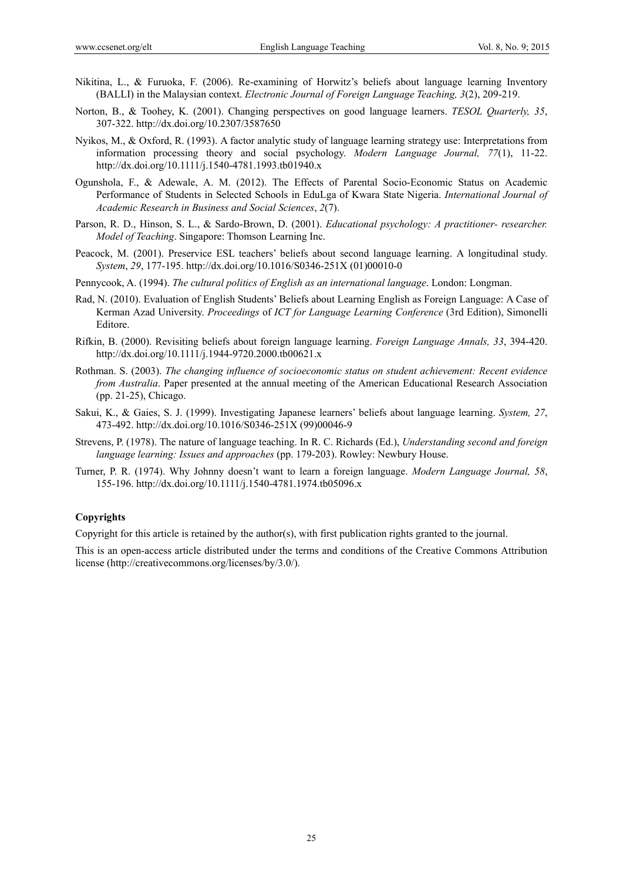Nikitina, L., & Furuoka, F. (2006). Re-examining of Horwitz's beliefs about language learning Inventory (BALLI) in the Malaysian context. *Electronic Journal of Foreign Language Teaching, 3*(2), 209-219.

Norton, B., & Toohey, K. (2001). Changing perspectives on good language learners. *TESOL Quarterly, 35*, 307-322. http://dx.doi.org/10.2307/3587650

Nyikos, M., & Oxford, R. (1993). A factor analytic study of language learning strategy use: Interpretations from information processing theory and social psychology. *Modern Language Journal, 77*(1), 11-22. http://dx.doi.org/10.1111/j.1540-4781.1993.tb01940.x

Ogunshola, F., & Adewale, A. M. (2012). The Effects of Parental Socio-Economic Status on Academic Performance of Students in Selected Schools in EduLga of Kwara State Nigeria. *International Journal of Academic Research in Business and Social Sciences*, *2*(7).

Parson, R. D., Hinson, S. L., & Sardo-Brown, D. (2001). *Educational psychology: A practitioner- researcher. Model of Teaching*. Singapore: Thomson Learning Inc.

Peacock, M. (2001). Preservice ESL teachers' beliefs about second language learning. A longitudinal study. *System*, *29*, 177-195. http://dx.doi.org/10.1016/S0346-251X (01)00010-0

Pennycook, A. (1994). *The cultural politics of English as an international language*. London: Longman.

Rad, N. (2010). Evaluation of English Students' Beliefs about Learning English as Foreign Language: A Case of Kerman Azad University. *Proceedings* of *ICT for Language Learning Conference* (3rd Edition), Simonelli Editore.

Rifkin, B. (2000). Revisiting beliefs about foreign language learning. *Foreign Language Annals, 33*, 394-420. http://dx.doi.org/10.1111/j.1944-9720.2000.tb00621.x

Rothman. S. (2003). *The changing influence of socioeconomic status on student achievement: Recent evidence from Australia*. Paper presented at the annual meeting of the American Educational Research Association (pp. 21-25), Chicago.

Sakui, K., & Gaies, S. J. (1999). Investigating Japanese learners' beliefs about language learning. *System, 27*, 473-492. http://dx.doi.org/10.1016/S0346-251X (99)00046-9

Strevens, P. (1978). The nature of language teaching. In R. C. Richards (Ed.), *Understanding second and foreign language learning: Issues and approaches* (pp. 179-203). Rowley: Newbury House.

Turner, P. R. (1974). Why Johnny doesn't want to learn a foreign language. *Modern Language Journal, 58*, 155-196. http://dx.doi.org/10.1111/j.1540-4781.1974.tb05096.x

**Copyrights**

Copyright for this article is retained by the author(s), with first publication rights granted to the journal.

This is an open-access article distributed under the terms and conditions of the Creative Commons Attribution license (http://creativecommons.org/licenses/by/3.0/).